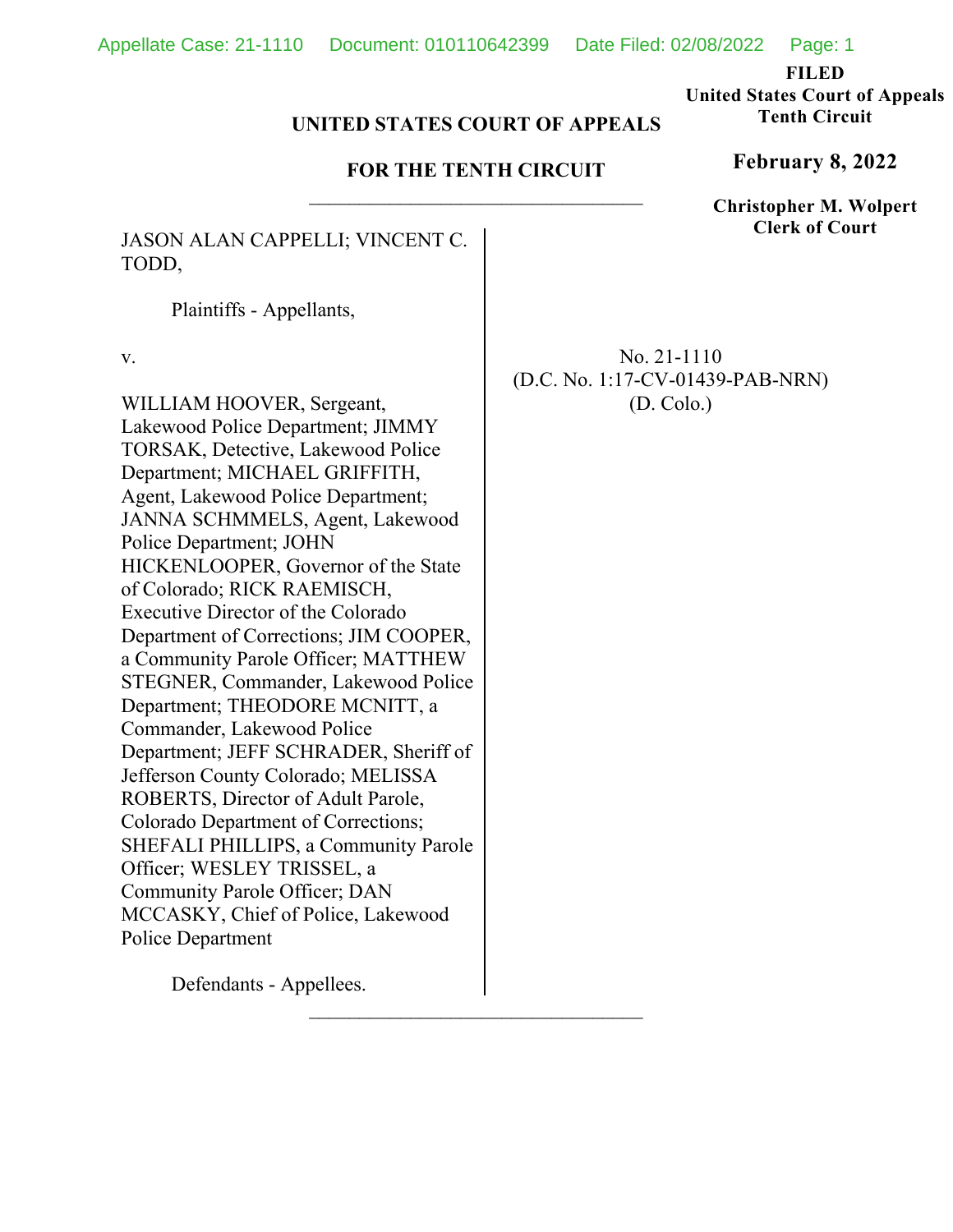**FILED**
**United States Court of Appeals**
**Tenth Circuit**

**February 8, 2022**

**Christopher M. Wolpert**
**Clerk of Court**

**UNITED STATES COURT OF APPEALS**

**FOR THE TENTH CIRCUIT**

---

JASON ALAN CAPPELLI; VINCENT C. TODD,

Plaintiffs - Appellants,

v.

WILLIAM HOOVER, Sergeant, Lakewood Police Department; JIMMY TORSAK, Detective, Lakewood Police Department; MICHAEL GRIFFITH, Agent, Lakewood Police Department; JANNA SCHMMELS, Agent, Lakewood Police Department; JOHN HICKENLOOPER, Governor of the State of Colorado; RICK RAEMISCH, Executive Director of the Colorado Department of Corrections; JIM COOPER, a Community Parole Officer; MATTHEW STEGNER, Commander, Lakewood Police Department; THEODORE MCNITT, a Commander, Lakewood Police Department; JEFF SCHRADER, Sheriff of Jefferson County Colorado; MELISSA ROBERTS, Director of Adult Parole, Colorado Department of Corrections; SHEFALI PHILLIPS, a Community Parole Officer; WESLEY TRISSEL, a Community Parole Officer; DAN MCCASKY, Chief of Police, Lakewood Police Department

Defendants - Appellees.

No. 21-1110
(D.C. No. 1:17-CV-01439-PAB-NRN)
(D. Colo.)

---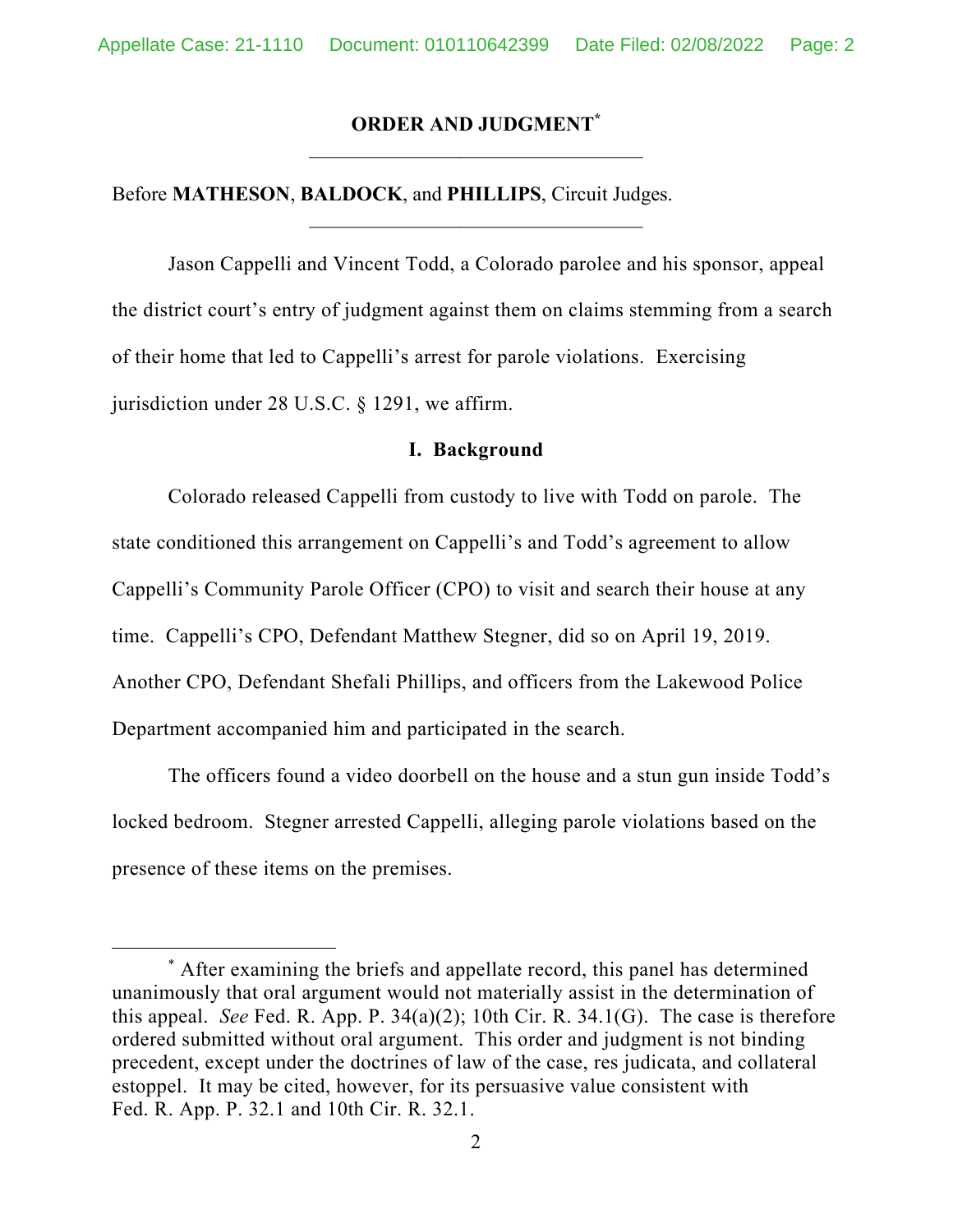## ORDER AND JUDGMENT[*]

---

Before **MATHESON**, **BALDOCK**, and **PHILLIPS**, Circuit Judges.

---

Jason Cappelli and Vincent Todd, a Colorado parolee and his sponsor, appeal the district court's entry of judgment against them on claims stemming from a search of their home that led to Cappelli's arrest for parole violations. Exercising jurisdiction under 28 U.S.C. § 1291, we affirm.

### I. Background

Colorado released Cappelli from custody to live with Todd on parole. The state conditioned this arrangement on Cappelli's and Todd's agreement to allow Cappelli's Community Parole Officer (CPO) to visit and search their house at any time. Cappelli's CPO, Defendant Matthew Stegner, did so on April 19, 2019. Another CPO, Defendant Shefali Phillips, and officers from the Lakewood Police Department accompanied him and participated in the search.

The officers found a video doorbell on the house and a stun gun inside Todd's locked bedroom. Stegner arrested Cappelli, alleging parole violations based on the presence of these items on the premises.

---

[*] After examining the briefs and appellate record, this panel has determined unanimously that oral argument would not materially assist in the determination of this appeal. *See* Fed. R. App. P. 34(a)(2); 10th Cir. R. 34.1(G). The case is therefore ordered submitted without oral argument. This order and judgment is not binding precedent, except under the doctrines of law of the case, res judicata, and collateral estoppel. It may be cited, however, for its persuasive value consistent with Fed. R. App. P. 32.1 and 10th Cir. R. 32.1.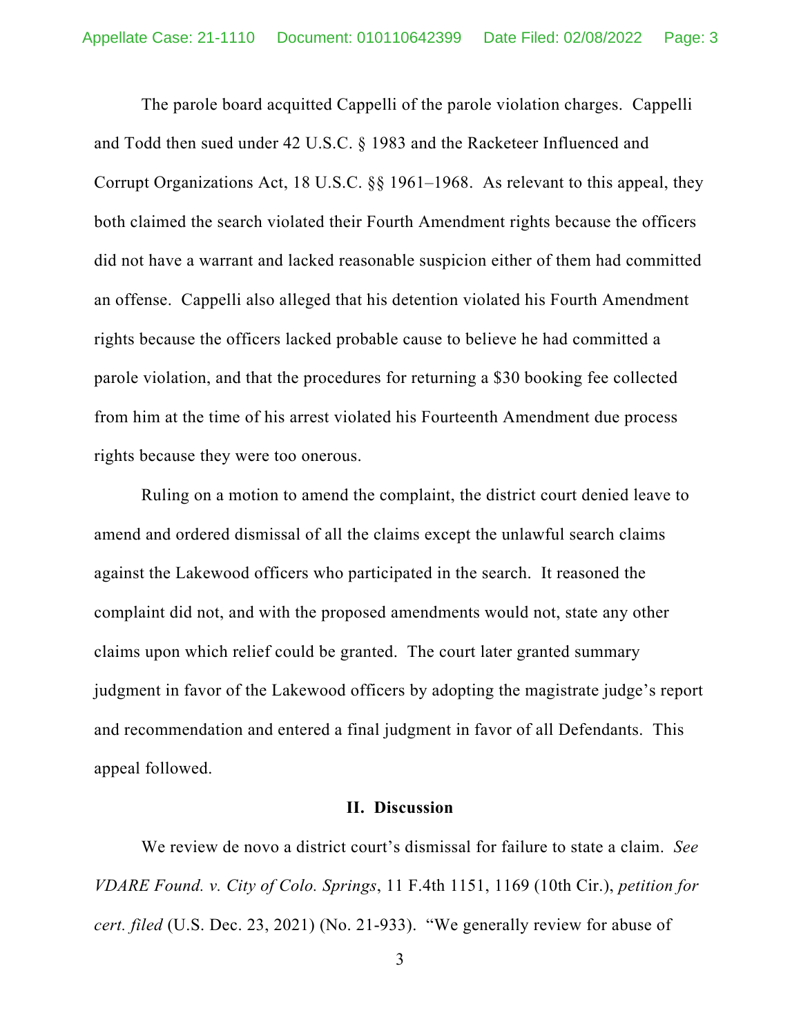The parole board acquitted Cappelli of the parole violation charges. Cappelli and Todd then sued under 42 U.S.C. § 1983 and the Racketeer Influenced and Corrupt Organizations Act, 18 U.S.C. §§ 1961–1968. As relevant to this appeal, they both claimed the search violated their Fourth Amendment rights because the officers did not have a warrant and lacked reasonable suspicion either of them had committed an offense. Cappelli also alleged that his detention violated his Fourth Amendment rights because the officers lacked probable cause to believe he had committed a parole violation, and that the procedures for returning a $30 booking fee collected from him at the time of his arrest violated his Fourteenth Amendment due process rights because they were too onerous.

Ruling on a motion to amend the complaint, the district court denied leave to amend and ordered dismissal of all the claims except the unlawful search claims against the Lakewood officers who participated in the search. It reasoned the complaint did not, and with the proposed amendments would not, state any other claims upon which relief could be granted. The court later granted summary judgment in favor of the Lakewood officers by adopting the magistrate judge's report and recommendation and entered a final judgment in favor of all Defendants. This appeal followed.

## II. Discussion

We review de novo a district court's dismissal for failure to state a claim. *See VDARE Found. v. City of Colo. Springs*, 11 F.4th 1151, 1169 (10th Cir.), *petition for cert. filed* (U.S. Dec. 23, 2021) (No. 21-933). "We generally review for abuse of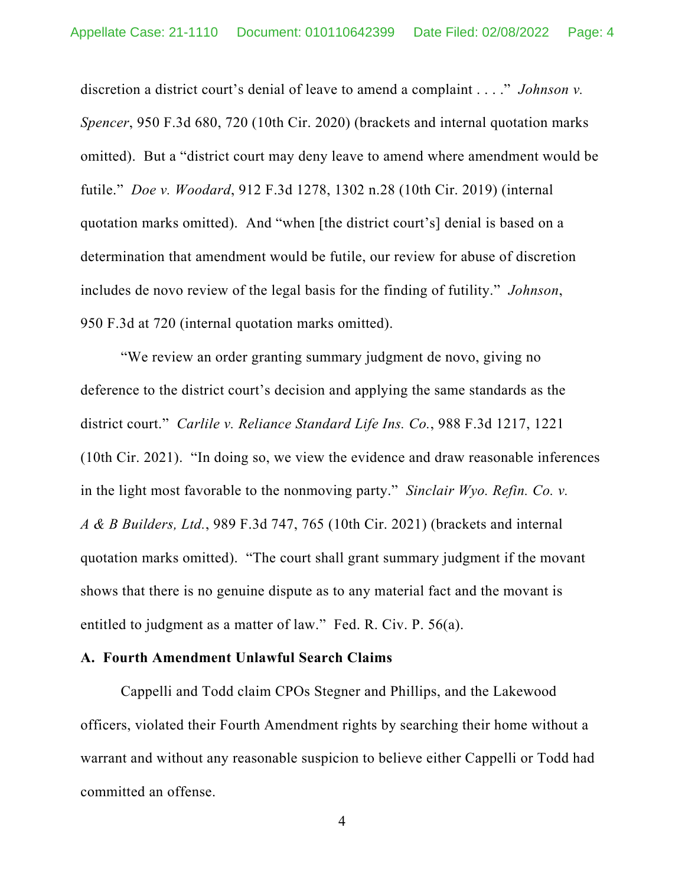discretion a district court's denial of leave to amend a complaint . . . ." *Johnson v. Spencer*, 950 F.3d 680, 720 (10th Cir. 2020) (brackets and internal quotation marks omitted). But a "district court may deny leave to amend where amendment would be futile." *Doe v. Woodard*, 912 F.3d 1278, 1302 n.28 (10th Cir. 2019) (internal quotation marks omitted). And "when [the district court's] denial is based on a determination that amendment would be futile, our review for abuse of discretion includes de novo review of the legal basis for the finding of futility." *Johnson*, 950 F.3d at 720 (internal quotation marks omitted).

"We review an order granting summary judgment de novo, giving no deference to the district court's decision and applying the same standards as the district court." *Carlile v. Reliance Standard Life Ins. Co.*, 988 F.3d 1217, 1221 (10th Cir. 2021). "In doing so, we view the evidence and draw reasonable inferences in the light most favorable to the nonmoving party." *Sinclair Wyo. Refin. Co. v. A & B Builders, Ltd.*, 989 F.3d 747, 765 (10th Cir. 2021) (brackets and internal quotation marks omitted). "The court shall grant summary judgment if the movant shows that there is no genuine dispute as to any material fact and the movant is entitled to judgment as a matter of law." Fed. R. Civ. P. 56(a).

**A. Fourth Amendment Unlawful Search Claims**

Cappelli and Todd claim CPOs Stegner and Phillips, and the Lakewood officers, violated their Fourth Amendment rights by searching their home without a warrant and without any reasonable suspicion to believe either Cappelli or Todd had committed an offense.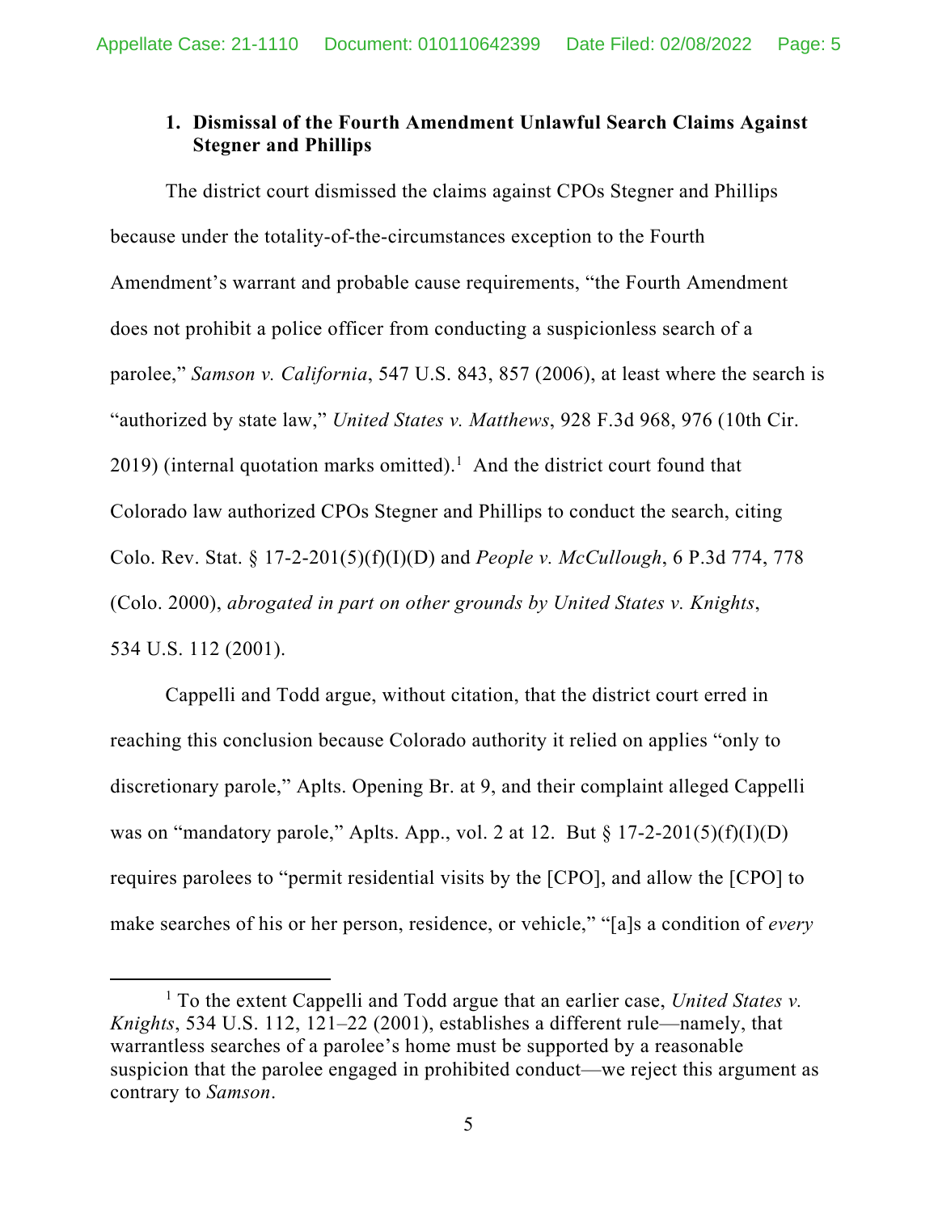### 1. Dismissal of the Fourth Amendment Unlawful Search Claims Against Stegner and Phillips

The district court dismissed the claims against CPOs Stegner and Phillips because under the totality-of-the-circumstances exception to the Fourth Amendment's warrant and probable cause requirements, "the Fourth Amendment does not prohibit a police officer from conducting a suspicionless search of a parolee," *Samson v. California*, 547 U.S. 843, 857 (2006), at least where the search is "authorized by state law," *United States v. Matthews*, 928 F.3d 968, 976 (10th Cir. 2019) (internal quotation marks omitted).[1] And the district court found that Colorado law authorized CPOs Stegner and Phillips to conduct the search, citing Colo. Rev. Stat. § 17-2-201(5)(f)(I)(D) and *People v. McCullough*, 6 P.3d 774, 778 (Colo. 2000), *abrogated in part on other grounds by United States v. Knights*, 534 U.S. 112 (2001).

Cappelli and Todd argue, without citation, that the district court erred in reaching this conclusion because Colorado authority it relied on applies "only to discretionary parole," Aplts. Opening Br. at 9, and their complaint alleged Cappelli was on "mandatory parole," Aplts. App., vol. 2 at 12. But § 17-2-201(5)(f)(I)(D) requires parolees to "permit residential visits by the [CPO], and allow the [CPO] to make searches of his or her person, residence, or vehicle," "[a]s a condition of *every*

[1] To the extent Cappelli and Todd argue that an earlier case, *United States v. Knights*, 534 U.S. 112, 121–22 (2001), establishes a different rule—namely, that warrantless searches of a parolee's home must be supported by a reasonable suspicion that the parolee engaged in prohibited conduct—we reject this argument as contrary to *Samson*.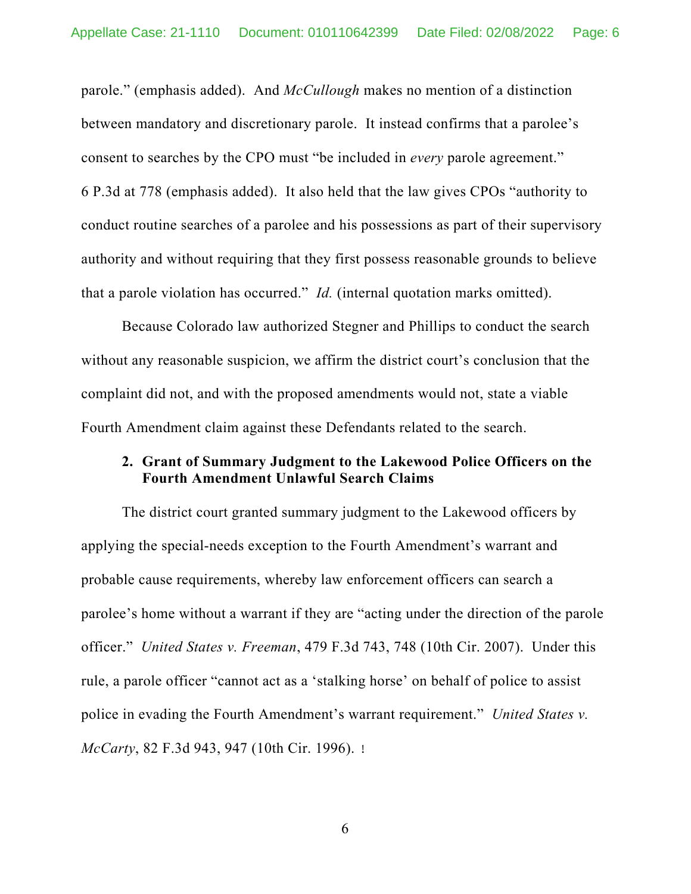parole." (emphasis added). And *McCullough* makes no mention of a distinction between mandatory and discretionary parole. It instead confirms that a parolee's consent to searches by the CPO must "be included in *every* parole agreement." 6 P.3d at 778 (emphasis added). It also held that the law gives CPOs "authority to conduct routine searches of a parolee and his possessions as part of their supervisory authority and without requiring that they first possess reasonable grounds to believe that a parole violation has occurred." *Id.* (internal quotation marks omitted).

Because Colorado law authorized Stegner and Phillips to conduct the search without any reasonable suspicion, we affirm the district court's conclusion that the complaint did not, and with the proposed amendments would not, state a viable Fourth Amendment claim against these Defendants related to the search.

### 2. Grant of Summary Judgment to the Lakewood Police Officers on the Fourth Amendment Unlawful Search Claims

The district court granted summary judgment to the Lakewood officers by applying the special-needs exception to the Fourth Amendment's warrant and probable cause requirements, whereby law enforcement officers can search a parolee's home without a warrant if they are "acting under the direction of the parole officer." *United States v. Freeman*, 479 F.3d 743, 748 (10th Cir. 2007). Under this rule, a parole officer "cannot act as a 'stalking horse' on behalf of police to assist police in evading the Fourth Amendment's warrant requirement." *United States v. McCarty*, 82 F.3d 943, 947 (10th Cir. 1996).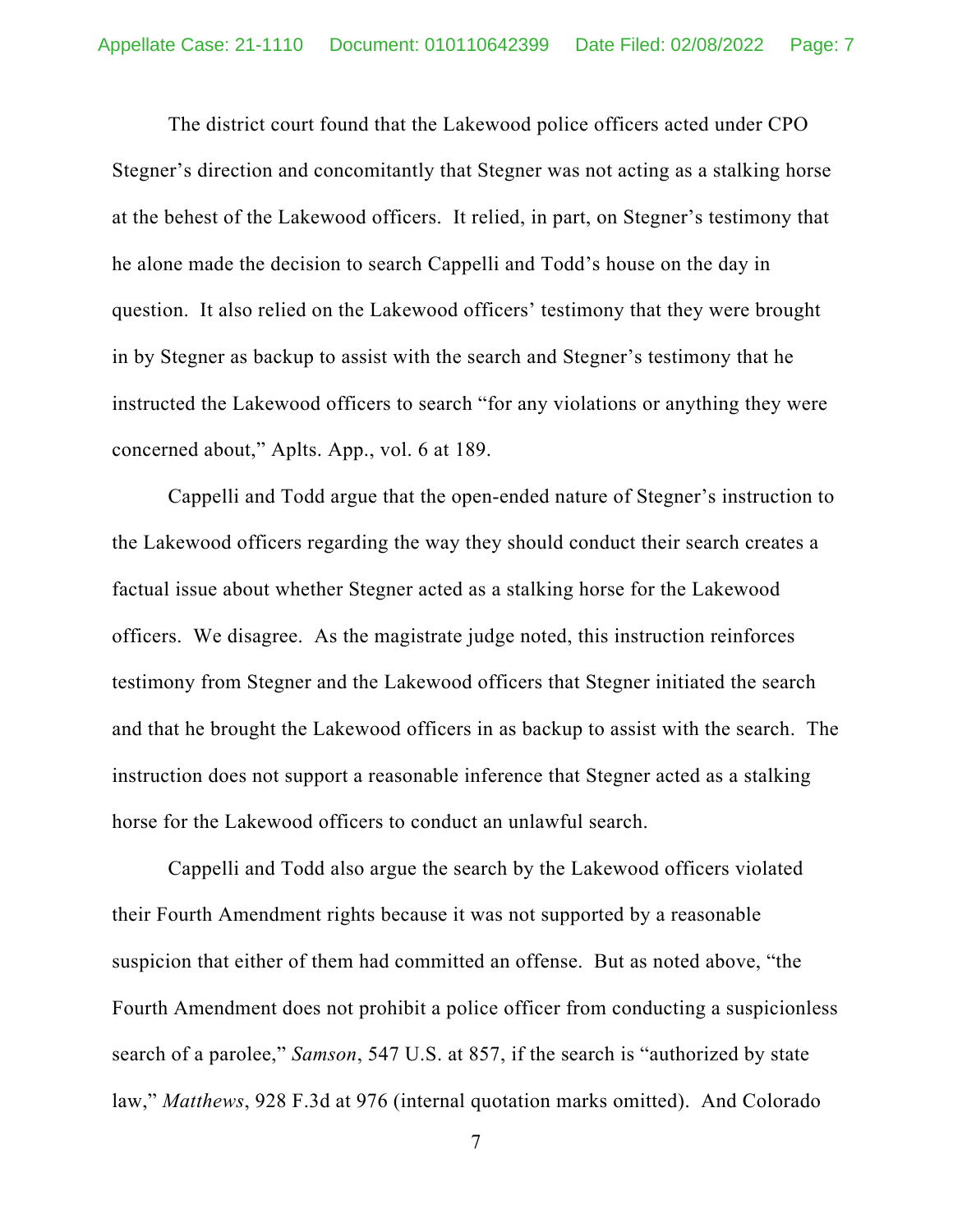The district court found that the Lakewood police officers acted under CPO Stegner's direction and concomitantly that Stegner was not acting as a stalking horse at the behest of the Lakewood officers. It relied, in part, on Stegner's testimony that he alone made the decision to search Cappelli and Todd's house on the day in question. It also relied on the Lakewood officers' testimony that they were brought in by Stegner as backup to assist with the search and Stegner's testimony that he instructed the Lakewood officers to search "for any violations or anything they were concerned about," Aplts. App., vol. 6 at 189.

Cappelli and Todd argue that the open-ended nature of Stegner's instruction to the Lakewood officers regarding the way they should conduct their search creates a factual issue about whether Stegner acted as a stalking horse for the Lakewood officers. We disagree. As the magistrate judge noted, this instruction reinforces testimony from Stegner and the Lakewood officers that Stegner initiated the search and that he brought the Lakewood officers in as backup to assist with the search. The instruction does not support a reasonable inference that Stegner acted as a stalking horse for the Lakewood officers to conduct an unlawful search.

Cappelli and Todd also argue the search by the Lakewood officers violated their Fourth Amendment rights because it was not supported by a reasonable suspicion that either of them had committed an offense. But as noted above, "the Fourth Amendment does not prohibit a police officer from conducting a suspicionless search of a parolee," *Samson*, 547 U.S. at 857, if the search is "authorized by state law," *Matthews*, 928 F.3d at 976 (internal quotation marks omitted). And Colorado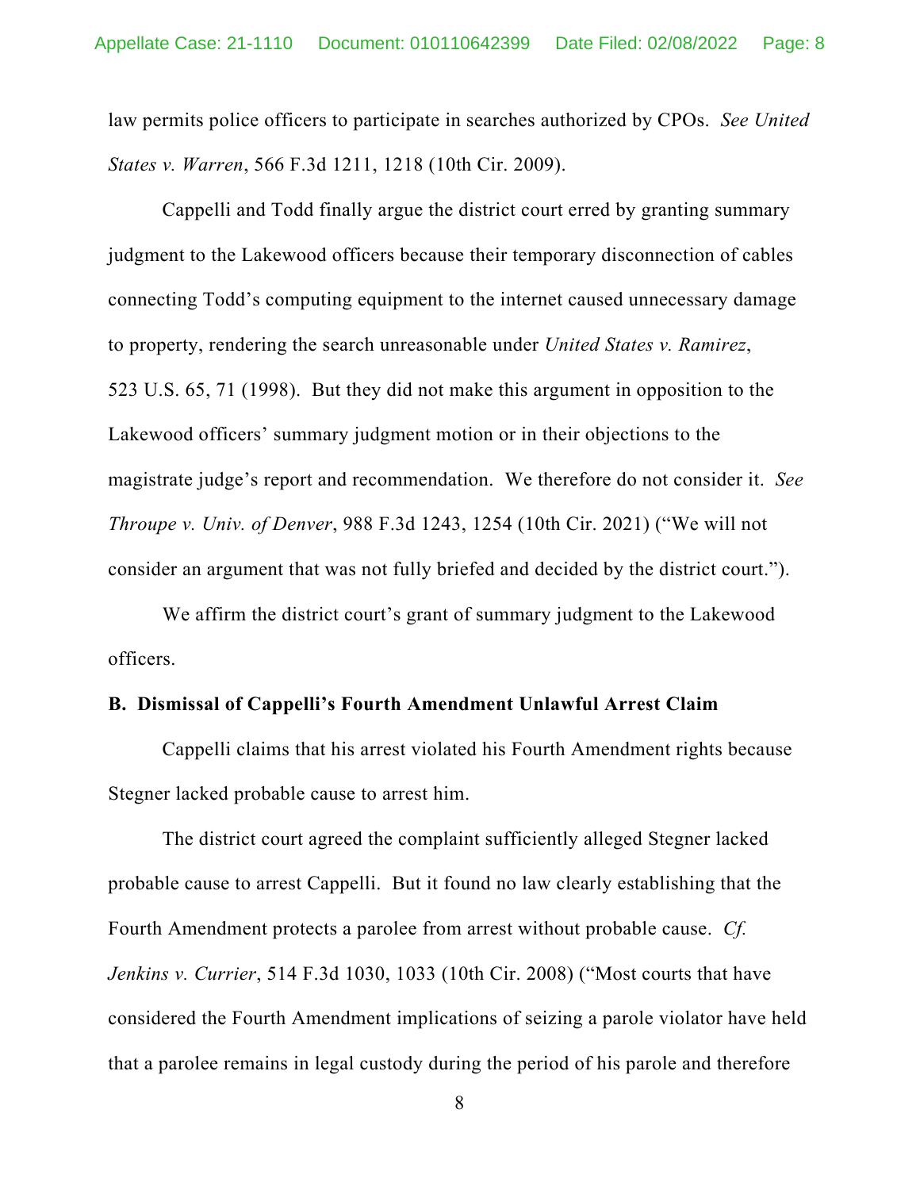law permits police officers to participate in searches authorized by CPOs. *See United States v. Warren*, 566 F.3d 1211, 1218 (10th Cir. 2009).

Cappelli and Todd finally argue the district court erred by granting summary judgment to the Lakewood officers because their temporary disconnection of cables connecting Todd's computing equipment to the internet caused unnecessary damage to property, rendering the search unreasonable under *United States v. Ramirez*, 523 U.S. 65, 71 (1998). But they did not make this argument in opposition to the Lakewood officers' summary judgment motion or in their objections to the magistrate judge's report and recommendation. We therefore do not consider it. *See Throupe v. Univ. of Denver*, 988 F.3d 1243, 1254 (10th Cir. 2021) ("We will not consider an argument that was not fully briefed and decided by the district court.").

We affirm the district court's grant of summary judgment to the Lakewood officers.

**B. Dismissal of Cappelli's Fourth Amendment Unlawful Arrest Claim**

Cappelli claims that his arrest violated his Fourth Amendment rights because Stegner lacked probable cause to arrest him.

The district court agreed the complaint sufficiently alleged Stegner lacked probable cause to arrest Cappelli. But it found no law clearly establishing that the Fourth Amendment protects a parolee from arrest without probable cause. *Cf. Jenkins v. Currier*, 514 F.3d 1030, 1033 (10th Cir. 2008) ("Most courts that have considered the Fourth Amendment implications of seizing a parole violator have held that a parolee remains in legal custody during the period of his parole and therefore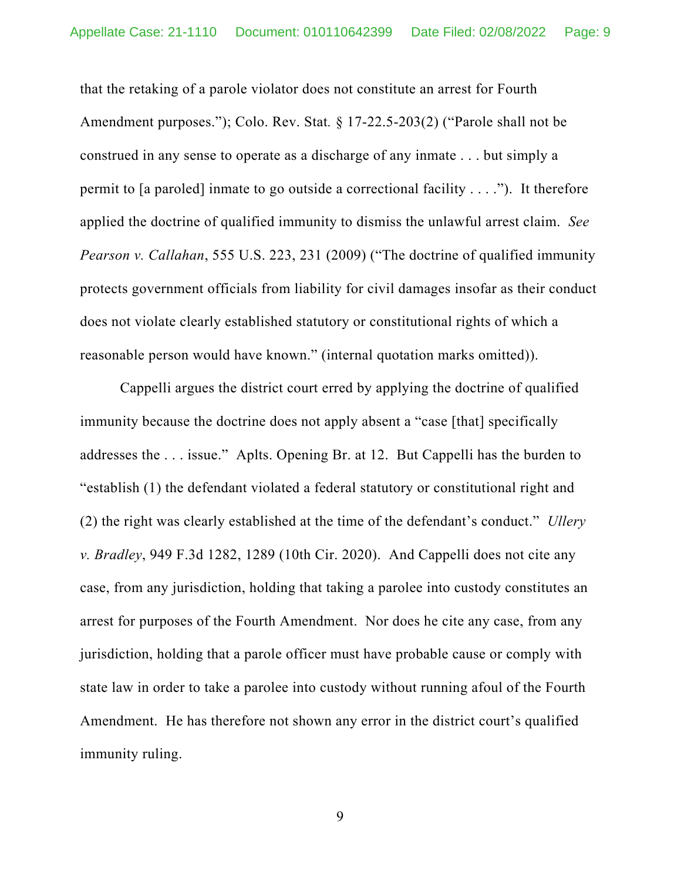that the retaking of a parole violator does not constitute an arrest for Fourth Amendment purposes."); Colo. Rev. Stat. § 17-22.5-203(2) ("Parole shall not be construed in any sense to operate as a discharge of any inmate . . . but simply a permit to [a paroled] inmate to go outside a correctional facility . . . ."). It therefore applied the doctrine of qualified immunity to dismiss the unlawful arrest claim. *See Pearson v. Callahan*, 555 U.S. 223, 231 (2009) ("The doctrine of qualified immunity protects government officials from liability for civil damages insofar as their conduct does not violate clearly established statutory or constitutional rights of which a reasonable person would have known." (internal quotation marks omitted)).

Cappelli argues the district court erred by applying the doctrine of qualified immunity because the doctrine does not apply absent a "case [that] specifically addresses the . . . issue." Aplts. Opening Br. at 12. But Cappelli has the burden to "establish (1) the defendant violated a federal statutory or constitutional right and (2) the right was clearly established at the time of the defendant's conduct." *Ullery v. Bradley*, 949 F.3d 1282, 1289 (10th Cir. 2020). And Cappelli does not cite any case, from any jurisdiction, holding that taking a parolee into custody constitutes an arrest for purposes of the Fourth Amendment. Nor does he cite any case, from any jurisdiction, holding that a parole officer must have probable cause or comply with state law in order to take a parolee into custody without running afoul of the Fourth Amendment. He has therefore not shown any error in the district court's qualified immunity ruling.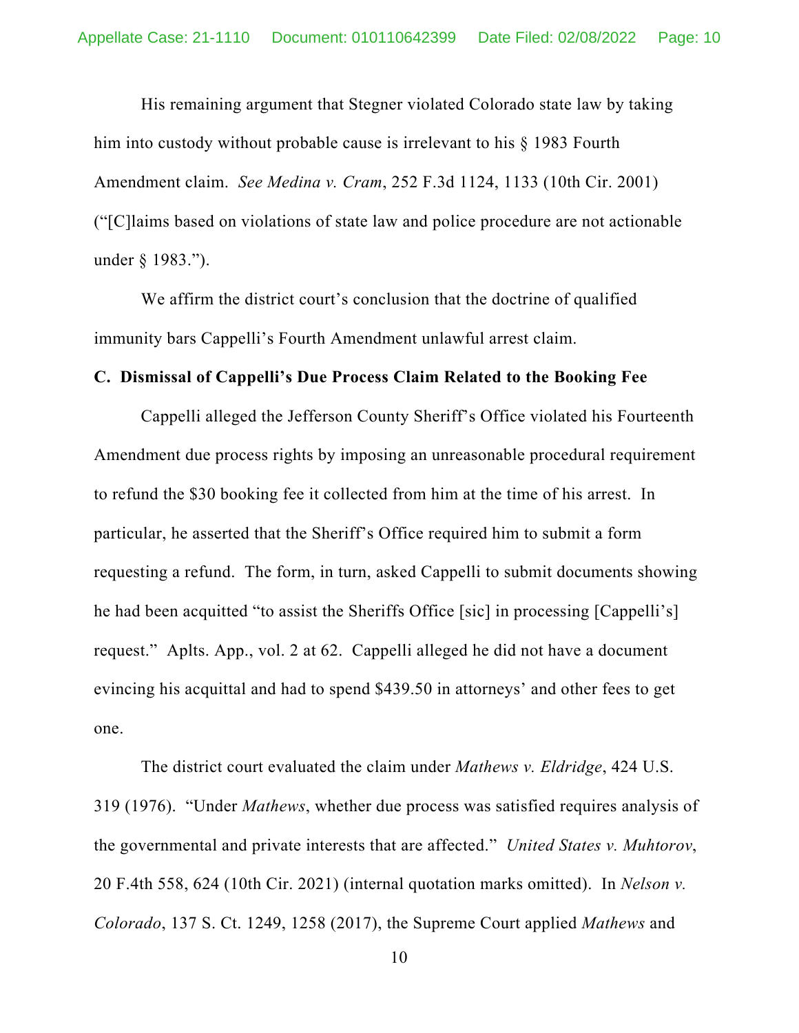His remaining argument that Stegner violated Colorado state law by taking him into custody without probable cause is irrelevant to his § 1983 Fourth Amendment claim. *See Medina v. Cram*, 252 F.3d 1124, 1133 (10th Cir. 2001) ("[C]laims based on violations of state law and police procedure are not actionable under § 1983.").

We affirm the district court's conclusion that the doctrine of qualified immunity bars Cappelli's Fourth Amendment unlawful arrest claim.

**C. Dismissal of Cappelli's Due Process Claim Related to the Booking Fee**

Cappelli alleged the Jefferson County Sheriff's Office violated his Fourteenth Amendment due process rights by imposing an unreasonable procedural requirement to refund the $30 booking fee it collected from him at the time of his arrest. In particular, he asserted that the Sheriff's Office required him to submit a form requesting a refund. The form, in turn, asked Cappelli to submit documents showing he had been acquitted "to assist the Sheriffs Office [sic] in processing [Cappelli's] request." Aplts. App., vol. 2 at 62. Cappelli alleged he did not have a document evincing his acquittal and had to spend $439.50 in attorneys' and other fees to get one.

The district court evaluated the claim under *Mathews v. Eldridge*, 424 U.S. 319 (1976). "Under *Mathews*, whether due process was satisfied requires analysis of the governmental and private interests that are affected." *United States v. Muhtorov*, 20 F.4th 558, 624 (10th Cir. 2021) (internal quotation marks omitted). In *Nelson v. Colorado*, 137 S. Ct. 1249, 1258 (2017), the Supreme Court applied *Mathews* and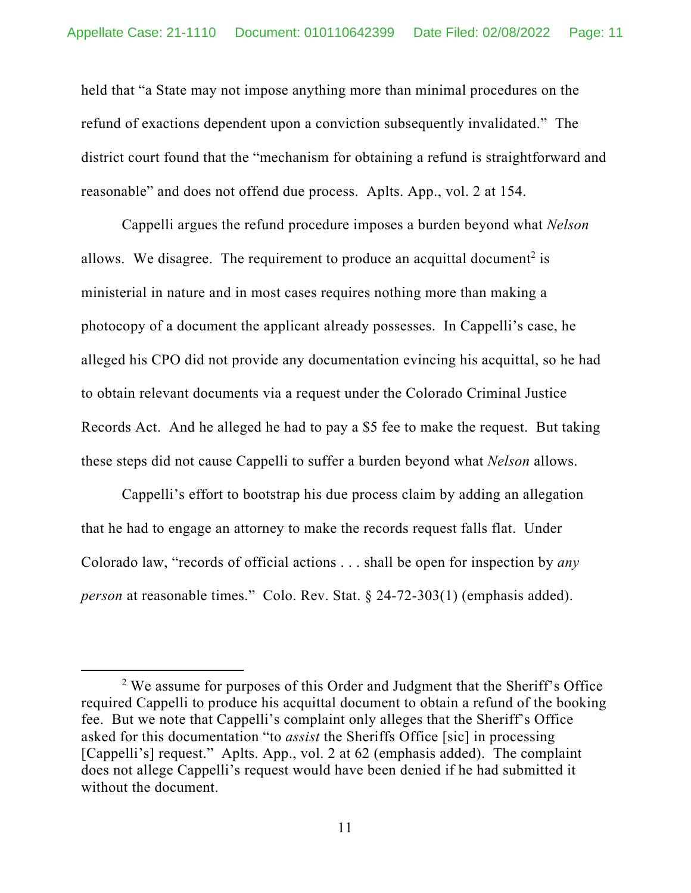held that "a State may not impose anything more than minimal procedures on the refund of exactions dependent upon a conviction subsequently invalidated." The district court found that the "mechanism for obtaining a refund is straightforward and reasonable" and does not offend due process. Aplts. App., vol. 2 at 154.

Cappelli argues the refund procedure imposes a burden beyond what *Nelson* allows. We disagree. The requirement to produce an acquittal document[2] is ministerial in nature and in most cases requires nothing more than making a photocopy of a document the applicant already possesses. In Cappelli's case, he alleged his CPO did not provide any documentation evincing his acquittal, so he had to obtain relevant documents via a request under the Colorado Criminal Justice Records Act. And he alleged he had to pay a $5 fee to make the request. But taking these steps did not cause Cappelli to suffer a burden beyond what *Nelson* allows.

Cappelli's effort to bootstrap his due process claim by adding an allegation that he had to engage an attorney to make the records request falls flat. Under Colorado law, "records of official actions . . . shall be open for inspection by *any person* at reasonable times." Colo. Rev. Stat. § 24-72-303(1) (emphasis added).

---

[2] We assume for purposes of this Order and Judgment that the Sheriff's Office required Cappelli to produce his acquittal document to obtain a refund of the booking fee. But we note that Cappelli's complaint only alleges that the Sheriff's Office asked for this documentation "to *assist* the Sheriffs Office [sic] in processing [Cappelli's] request." Aplts. App., vol. 2 at 62 (emphasis added). The complaint does not allege Cappelli's request would have been denied if he had submitted it without the document.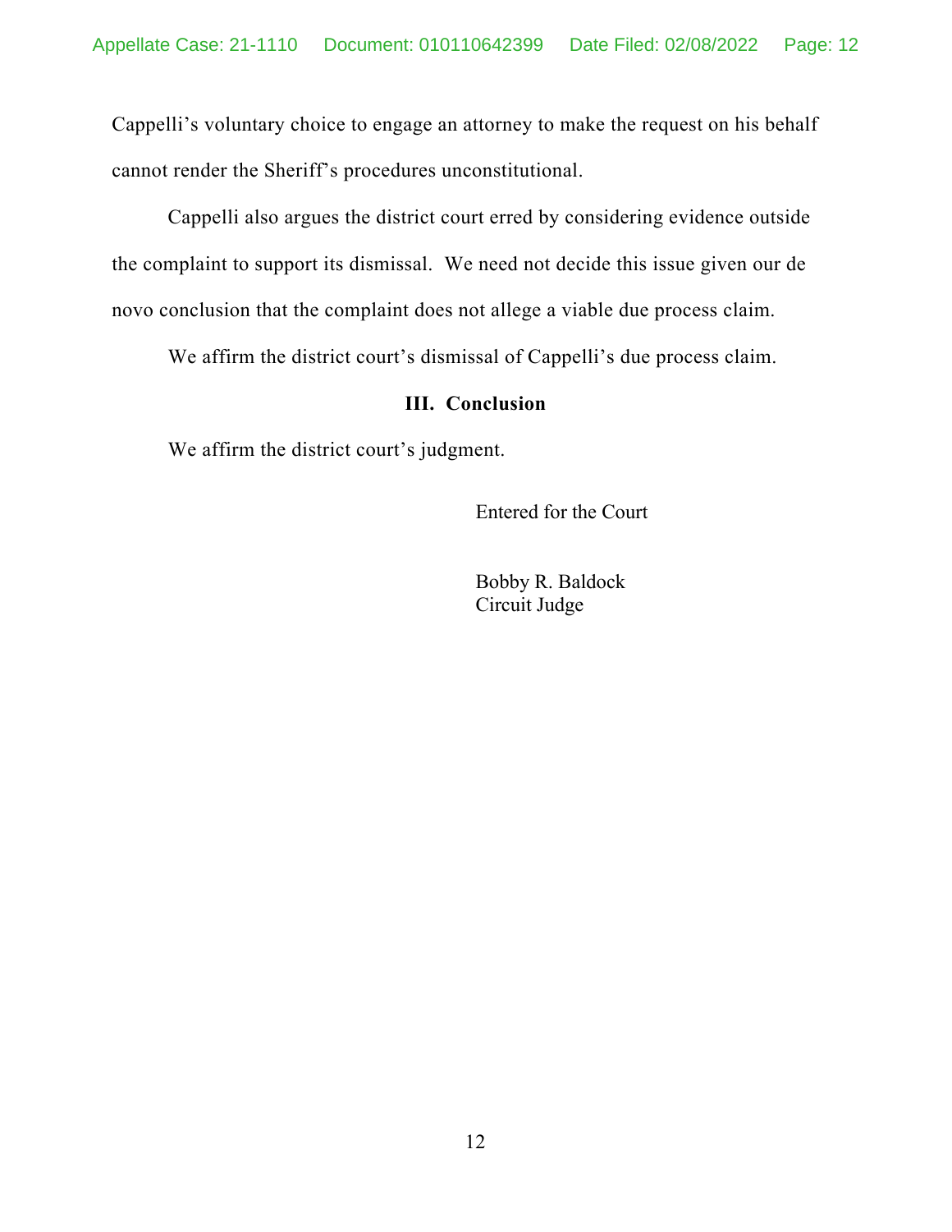Cappelli's voluntary choice to engage an attorney to make the request on his behalf cannot render the Sheriff's procedures unconstitutional.

Cappelli also argues the district court erred by considering evidence outside the complaint to support its dismissal. We need not decide this issue given our de novo conclusion that the complaint does not allege a viable due process claim.

We affirm the district court's dismissal of Cappelli's due process claim.

## III. Conclusion

We affirm the district court's judgment.

Entered for the Court

Bobby R. Baldock
Circuit Judge